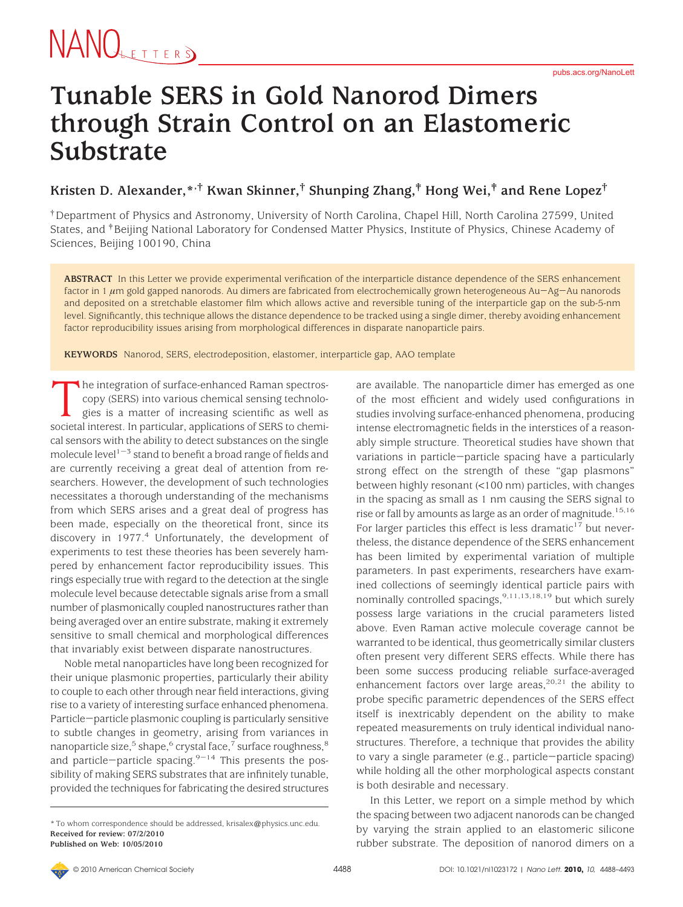# Tunable SERS in Gold Nanorod Dimers through Strain Control on an Elastomeric Substrate

**Kristen D. Alexander,\*,† Kwan Skinner,† Shunping Zhang,‡ Hong Wei,‡ and Rene Lopez†**

†Department of Physics and Astronomy, University of North Carolina, Chapel Hill, North Carolina 27599, United States, and ‡Beijing National Laboratory for Condensed Matter Physics, Institute of Physics, Chinese Academy of Sciences, Beijing 100190, China

**ABSTRACT** In this Letter we provide experimental verification of the interparticle distance dependence of the SERS enhancement factor in 1 μm gold gapped nanorods. Au dimers are fabricated from electrochemically grown heterogeneous Au−Ag−Au nanorods and deposited on a stretchable elastomer film which allows active and reversible tuning of the interparticle gap on the sub-5-nm level. Significantly, this technique allows the distance dependence to be tracked using a single dimer, thereby avoiding enhancement factor reproducibility issues arising from morphological differences in disparate nanoparticle pairs.

**KEYWORDS** Nanorod, SERS, electrodeposition, elastomer, interparticle gap, AAO template

The integration of surface-enhanced Raman spectroscopy (SERS) into various chemical sensing technologies is a matter of increasing scientific as well as societal interest. In particular, applications of SERS to chemical sensors with the ability to detect substances on the single molecule level[1−3] stand to benefit a broad range of fields and are currently receiving a great deal of attention from researchers. However, the development of such technologies necessitates a thorough understanding of the mechanisms from which SERS arises and a great deal of progress has been made, especially on the theoretical front, since its discovery in 1977.[4] Unfortunately, the development of experiments to test these theories has been severely hampered by enhancement factor reproducibility issues. This rings especially true with regard to the detection at the single molecule level because detectable signals arise from a small number of plasmonically coupled nanostructures rather than being averaged over an entire substrate, making it extremely sensitive to small chemical and morphological differences that invariably exist between disparate nanostructures.

Noble metal nanoparticles have long been recognized for their unique plasmonic properties, particularly their ability to couple to each other through near field interactions, giving rise to a variety of interesting surface enhanced phenomena. Particle−particle plasmonic coupling is particularly sensitive to subtle changes in geometry, arising from variances in nanoparticle size,[5] shape,[6] crystal face,[7] surface roughness,[8] and particle−particle spacing.[9−14] This presents the possibility of making SERS substrates that are infinitely tunable, provided the techniques for fabricating the desired structures are available. The nanoparticle dimer has emerged as one of the most efficient and widely used configurations in studies involving surface-enhanced phenomena, producing intense electromagnetic fields in the interstices of a reasonably simple structure. Theoretical studies have shown that variations in particle−particle spacing have a particularly strong effect on the strength of these "gap plasmons" between highly resonant (<100 nm) particles, with changes in the spacing as small as 1 nm causing the SERS signal to rise or fall by amounts as large as an order of magnitude.[15,16] For larger particles this effect is less dramatic[17] but nevertheless, the distance dependence of the SERS enhancement has been limited by experimental variation of multiple parameters. In past experiments, researchers have examined collections of seemingly identical particle pairs with nominally controlled spacings,[9,11,13,18,19] but which surely possess large variations in the crucial parameters listed above. Even Raman active molecule coverage cannot be warranted to be identical, thus geometrically similar clusters often present very different SERS effects. While there has been some success producing reliable surface-averaged enhancement factors over large areas,[20,21] the ability to probe specific parametric dependences of the SERS effect itself is inextricably dependent on the ability to make repeated measurements on truly identical individual nanostructures. Therefore, a technique that provides the ability to vary a single parameter (e.g., particle−particle spacing) while holding all the other morphological aspects constant is both desirable and necessary.

In this Letter, we report on a simple method by which the spacing between two adjacent nanorods can be changed by varying the strain applied to an elastomeric silicone rubber substrate. The deposition of nanorod dimers on a

\* To whom correspondence should be addressed, krisalex@physics.unc.edu.
**Received for review: 07/2/2010**
**Published on Web: 10/05/2010**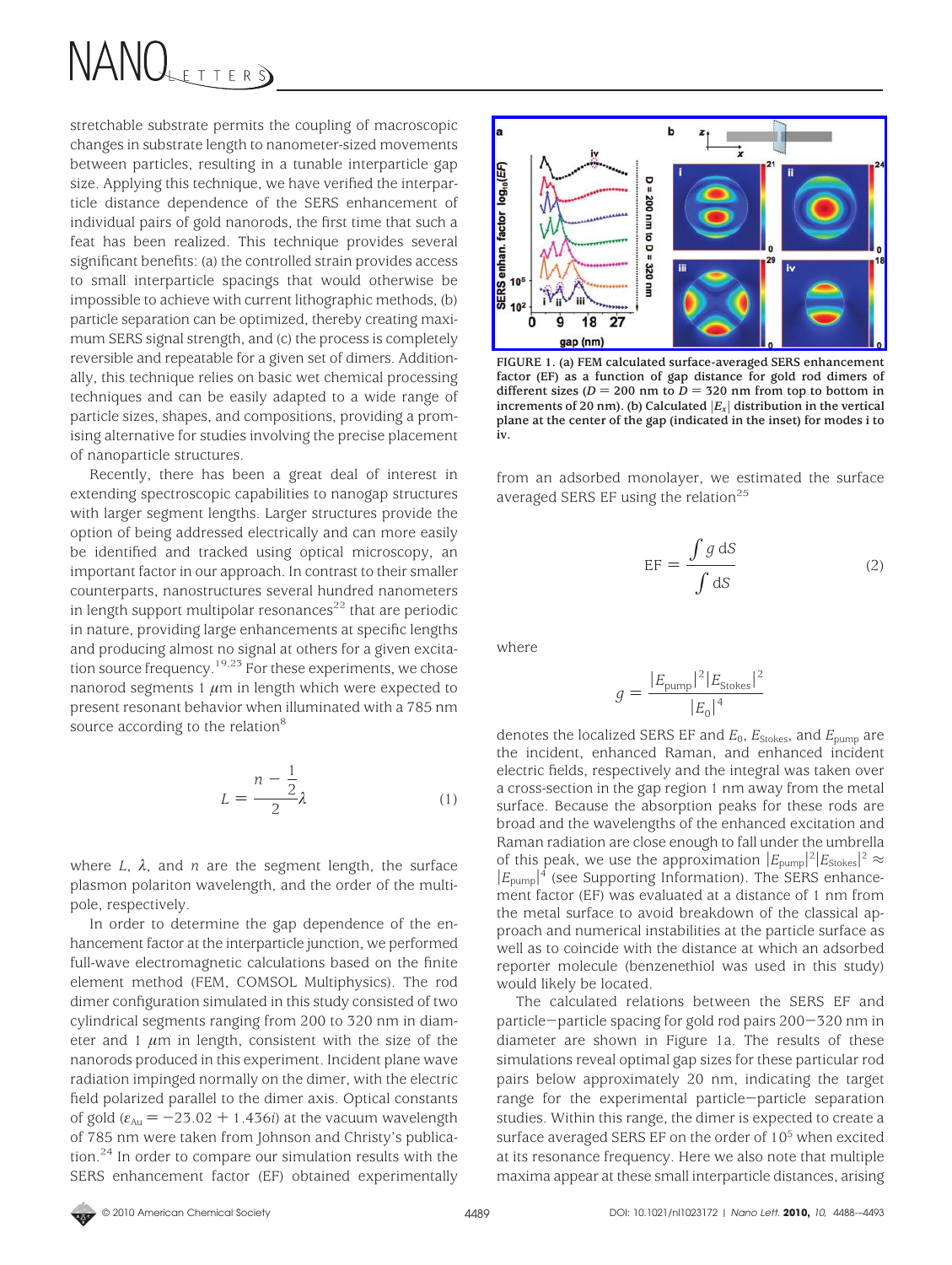stretchable substrate permits the coupling of macroscopic changes in substrate length to nanometer-sized movements between particles, resulting in a tunable interparticle gap size. Applying this technique, we have verified the interparticle distance dependence of the SERS enhancement of individual pairs of gold nanorods, the first time that such a feat has been realized. This technique provides several significant benefits: (a) the controlled strain provides access to small interparticle spacings that would otherwise be impossible to achieve with current lithographic methods, (b) particle separation can be optimized, thereby creating maximum SERS signal strength, and (c) the process is completely reversible and repeatable for a given set of dimers. Additionally, this technique relies on basic wet chemical processing techniques and can be easily adapted to a wide range of particle sizes, shapes, and compositions, providing a promising alternative for studies involving the precise placement of nanoparticle structures.

Recently, there has been a great deal of interest in extending spectroscopic capabilities to nanogap structures with larger segment lengths. Larger structures provide the option of being addressed electrically and can more easily be identified and tracked using optical microscopy, an important factor in our approach. In contrast to their smaller counterparts, nanostructures several hundred nanometers in length support multipolar resonances[22] that are periodic in nature, providing large enhancements at specific lengths and producing almost no signal at others for a given excitation source frequency.[19,23] For these experiments, we chose nanorod segments 1 $\mu$m in length which were expected to present resonant behavior when illuminated with a 785 nm source according to the relation[8]

$$L = \frac{n - \frac{1}{2}}{2}\lambda \tag{1}$$

where $L$, $\lambda$, and $n$ are the segment length, the surface plasmon polariton wavelength, and the order of the multipole, respectively.

In order to determine the gap dependence of the enhancement factor at the interparticle junction, we performed full-wave electromagnetic calculations based on the finite element method (FEM, COMSOL Multiphysics). The rod dimer configuration simulated in this study consisted of two cylindrical segments ranging from 200 to 320 nm in diameter and 1 $\mu$m in length, consistent with the size of the nanorods produced in this experiment. Incident plane wave radiation impinged normally on the dimer, with the electric field polarized parallel to the dimer axis. Optical constants of gold ($\varepsilon_{Au} = -23.02 + 1.436i$) at the vacuum wavelength of 785 nm were taken from Johnson and Christy's publication.[24] In order to compare our simulation results with the SERS enhancement factor (EF) obtained experimentally from an adsorbed monolayer, we estimated the surface averaged SERS EF using the relation[25]

**FIGURE 1. (a) FEM calculated surface-averaged SERS enhancement factor (EF) as a function of gap distance for gold rod dimers of different sizes ($D$ = 200 nm to $D$ = 320 nm from top to bottom in increments of 20 nm). (b) Calculated $|E_x|$ distribution in the vertical plane at the center of the gap (indicated in the inset) for modes i to iv.**

$$\mathrm{EF} = \frac{\int g\, \mathrm{d}S}{\int \mathrm{d}S} \tag{2}$$

where

$$g = \frac{|E_{\mathrm{pump}}|^2 |E_{\mathrm{Stokes}}|^2}{|E_0|^4}$$

denotes the localized SERS EF and $E_0$, $E_{\mathrm{Stokes}}$, and $E_{\mathrm{pump}}$ are the incident, enhanced Raman, and enhanced incident electric fields, respectively and the integral was taken over a cross-section in the gap region 1 nm away from the metal surface. Because the absorption peaks for these rods are broad and the wavelengths of the enhanced excitation and Raman radiation are close enough to fall under the umbrella of this peak, we use the approximation $|E_{\mathrm{pump}}|^2|E_{\mathrm{Stokes}}|^2 \approx |E_{\mathrm{pump}}|^4$ (see Supporting Information). The SERS enhancement factor (EF) was evaluated at a distance of 1 nm from the metal surface to avoid breakdown of the classical approach and numerical instabilities at the particle surface as well as to coincide with the distance at which an adsorbed reporter molecule (benzenethiol was used in this study) would likely be located.

The calculated relations between the SERS EF and particle–particle spacing for gold rod pairs 200–320 nm in diameter are shown in Figure 1a. The results of these simulations reveal optimal gap sizes for these particular rod pairs below approximately 20 nm, indicating the target range for the experimental particle–particle separation studies. Within this range, the dimer is expected to create a surface averaged SERS EF on the order of $10^5$ when excited at its resonance frequency. Here we also note that multiple maxima appear at these small interparticle distances, arising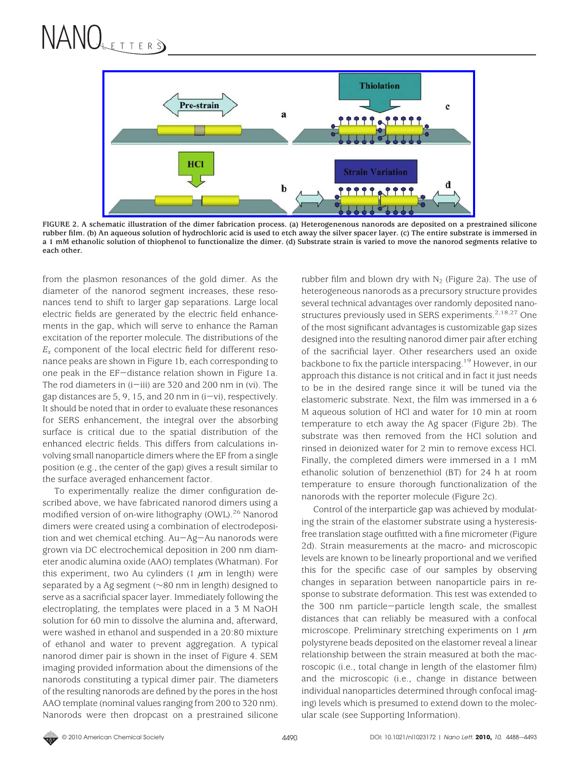FIGURE 2. A schematic illustration of the dimer fabrication process. (a) Heterogenenous nanorods are deposited on a prestrained silicone rubber film. (b) An aqueous solution of hydrochloric acid is used to etch away the silver spacer layer. (c) The entire substrate is immersed in a 1 mM ethanolic solution of thiophenol to functionalize the dimer. (d) Substrate strain is varied to move the nanorod segments relative to each other.

from the plasmon resonances of the gold dimer. As the diameter of the nanorod segment increases, these resonances tend to shift to larger gap separations. Large local electric fields are generated by the electric field enhancements in the gap, which will serve to enhance the Raman excitation of the reporter molecule. The distributions of the $E_x$ component of the local electric field for different resonance peaks are shown in Figure 1b, each corresponding to one peak in the EF–distance relation shown in Figure 1a. The rod diameters in (i–iii) are 320 and 200 nm in (vi). The gap distances are 5, 9, 15, and 20 nm in (i–vi), respectively. It should be noted that in order to evaluate these resonances for SERS enhancement, the integral over the absorbing surface is critical due to the spatial distribution of the enhanced electric fields. This differs from calculations involving small nanoparticle dimers where the EF from a single position (e.g., the center of the gap) gives a result similar to the surface averaged enhancement factor.

To experimentally realize the dimer configuration described above, we have fabricated nanorod dimers using a modified version of on-wire lithography (OWL).[26] Nanorod dimers were created using a combination of electrodeposition and wet chemical etching. Au–Ag–Au nanorods were grown via DC electrochemical deposition in 200 nm diameter anodic alumina oxide (AAO) templates (Whatman). For this experiment, two Au cylinders (1 μm in length) were separated by a Ag segment (~80 nm in length) designed to serve as a sacrificial spacer layer. Immediately following the electroplating, the templates were placed in a 3 M NaOH solution for 60 min to dissolve the alumina and, afterward, were washed in ethanol and suspended in a 20:80 mixture of ethanol and water to prevent aggregation. A typical nanorod dimer pair is shown in the inset of Figure 4. SEM imaging provided information about the dimensions of the nanorods constituting a typical dimer pair. The diameters of the resulting nanorods are defined by the pores in the host AAO template (nominal values ranging from 200 to 320 nm). Nanorods were then dropcast on a prestrained silicone rubber film and blown dry with $N_2$ (Figure 2a). The use of heterogeneous nanorods as a precursory structure provides several technical advantages over randomly deposited nanostructures previously used in SERS experiments.[2,18,27] One of the most significant advantages is customizable gap sizes designed into the resulting nanorod dimer pair after etching of the sacrificial layer. Other researchers used an oxide backbone to fix the particle interspacing.[19] However, in our approach this distance is not critical and in fact it just needs to be in the desired range since it will be tuned via the elastomeric substrate. Next, the film was immersed in a 6 M aqueous solution of HCl and water for 10 min at room temperature to etch away the Ag spacer (Figure 2b). The substrate was then removed from the HCl solution and rinsed in deionized water for 2 min to remove excess HCl. Finally, the completed dimers were immersed in a 1 mM ethanolic solution of benzenethiol (BT) for 24 h at room temperature to ensure thorough functionalization of the nanorods with the reporter molecule (Figure 2c).

Control of the interparticle gap was achieved by modulating the strain of the elastomer substrate using a hysteresis-free translation stage outfitted with a fine micrometer (Figure 2d). Strain measurements at the macro- and microscopic levels are known to be linearly proportional and we verified this for the specific case of our samples by observing changes in separation between nanoparticle pairs in response to substrate deformation. This test was extended to the 300 nm particle–particle length scale, the smallest distances that can reliably be measured with a confocal microscope. Preliminary stretching experiments on 1 μm polystyrene beads deposited on the elastomer reveal a linear relationship between the strain measured at both the macroscopic (i.e., total change in length of the elastomer film) and the microscopic (i.e., change in distance between individual nanoparticles determined through confocal imaging) levels which is presumed to extend down to the molecular scale (see Supporting Information).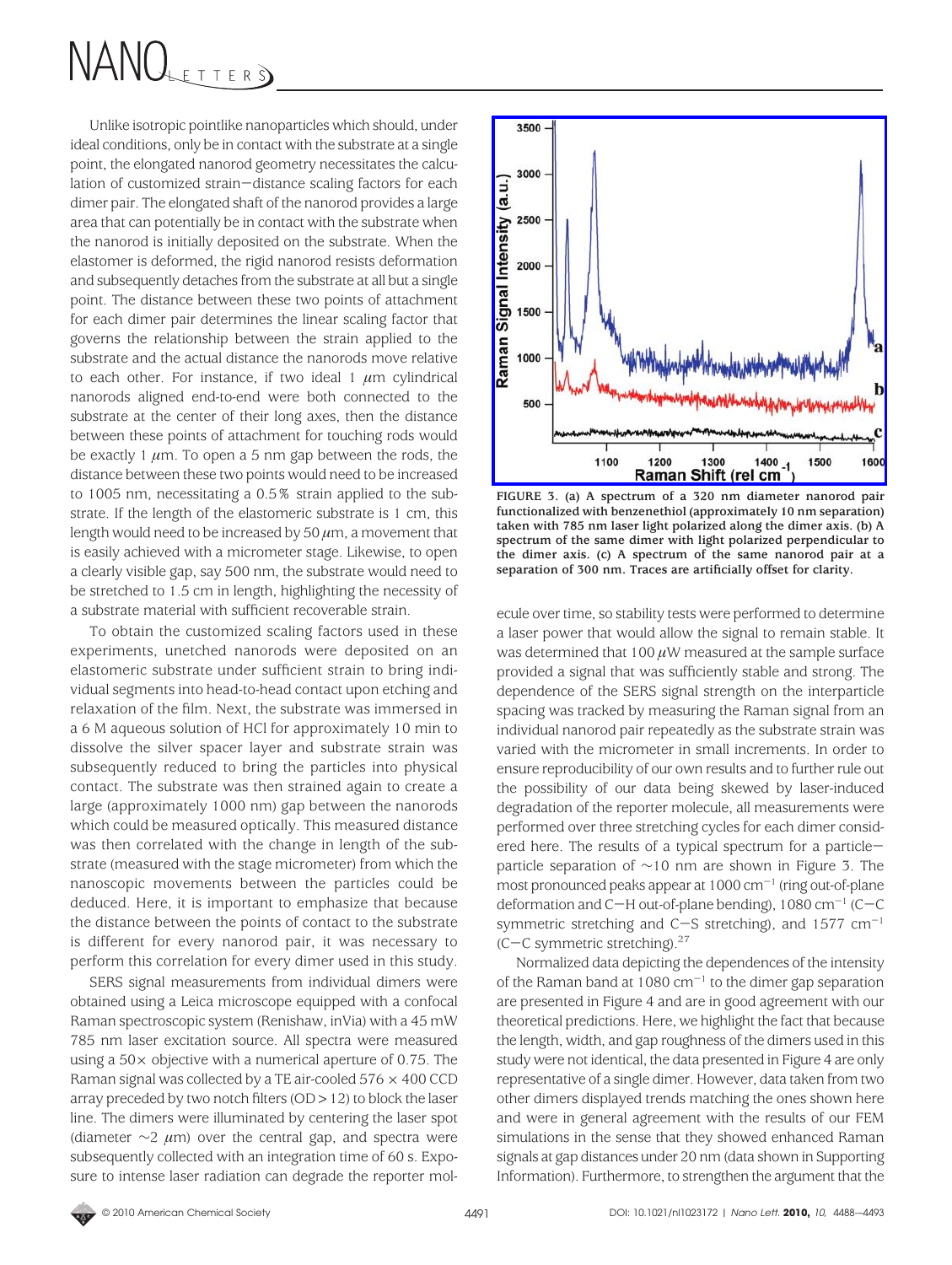Unlike isotropic pointlike nanoparticles which should, under ideal conditions, only be in contact with the substrate at a single point, the elongated nanorod geometry necessitates the calculation of customized strain−distance scaling factors for each dimer pair. The elongated shaft of the nanorod provides a large area that can potentially be in contact with the substrate when the nanorod is initially deposited on the substrate. When the elastomer is deformed, the rigid nanorod resists deformation and subsequently detaches from the substrate at all but a single point. The distance between these two points of attachment for each dimer pair determines the linear scaling factor that governs the relationship between the strain applied to the substrate and the actual distance the nanorods move relative to each other. For instance, if two ideal 1 $\mu$m cylindrical nanorods aligned end-to-end were both connected to the substrate at the center of their long axes, then the distance between these points of attachment for touching rods would be exactly 1 $\mu$m. To open a 5 nm gap between the rods, the distance between these two points would need to be increased to 1005 nm, necessitating a 0.5% strain applied to the substrate. If the length of the elastomeric substrate is 1 cm, this length would need to be increased by 50 $\mu$m, a movement that is easily achieved with a micrometer stage. Likewise, to open a clearly visible gap, say 500 nm, the substrate would need to be stretched to 1.5 cm in length, highlighting the necessity of a substrate material with sufficient recoverable strain.

To obtain the customized scaling factors used in these experiments, unetched nanorods were deposited on an elastomeric substrate under sufficient strain to bring individual segments into head-to-head contact upon etching and relaxation of the film. Next, the substrate was immersed in a 6 M aqueous solution of HCl for approximately 10 min to dissolve the silver spacer layer and substrate strain was subsequently reduced to bring the particles into physical contact. The substrate was then strained again to create a large (approximately 1000 nm) gap between the nanorods which could be measured optically. This measured distance was then correlated with the change in length of the substrate (measured with the stage micrometer) from which the nanoscopic movements between the particles could be deduced. Here, it is important to emphasize that because the distance between the points of contact to the substrate is different for every nanorod pair, it was necessary to perform this correlation for every dimer used in this study.

SERS signal measurements from individual dimers were obtained using a Leica microscope equipped with a confocal Raman spectroscopic system (Renishaw, inVia) with a 45 mW 785 nm laser excitation source. All spectra were measured using a 50× objective with a numerical aperture of 0.75. The Raman signal was collected by a TE air-cooled 576 × 400 CCD array preceded by two notch filters (OD > 12) to block the laser line. The dimers were illuminated by centering the laser spot (diameter ∼2 $\mu$m) over the central gap, and spectra were subsequently collected with an integration time of 60 s. Exposure to intense laser radiation can degrade the reporter molecule over time, so stability tests were performed to determine a laser power that would allow the signal to remain stable. It was determined that 100 $\mu$W measured at the sample surface provided a signal that was sufficiently stable and strong. The dependence of the SERS signal strength on the interparticle spacing was tracked by measuring the Raman signal from an individual nanorod pair repeatedly as the substrate strain was varied with the micrometer in small increments. In order to ensure reproducibility of our own results and to further rule out the possibility of our data being skewed by laser-induced degradation of the reporter molecule, all measurements were performed over three stretching cycles for each dimer considered here. The results of a typical spectrum for a particle−particle separation of ∼10 nm are shown in Figure 3. The most pronounced peaks appear at 1000 cm$^{-1}$ (ring out-of-plane deformation and C−H out-of-plane bending), 1080 cm$^{-1}$ (C−C symmetric stretching and C−S stretching), and 1577 cm$^{-1}$ (C−C symmetric stretching).[27]

**FIGURE 3. (a) A spectrum of a 320 nm diameter nanorod pair functionalized with benzenethiol (approximately 10 nm separation) taken with 785 nm laser light polarized along the dimer axis. (b) A spectrum of the same dimer with light polarized perpendicular to the dimer axis. (c) A spectrum of the same nanorod pair at a separation of 300 nm. Traces are artificially offset for clarity.**

Normalized data depicting the dependences of the intensity of the Raman band at 1080 cm$^{-1}$ to the dimer gap separation are presented in Figure 4 and are in good agreement with our theoretical predictions. Here, we highlight the fact that because the length, width, and gap roughness of the dimers used in this study were not identical, the data presented in Figure 4 are only representative of a single dimer. However, data taken from two other dimers displayed trends matching the ones shown here and were in general agreement with the results of our FEM simulations in the sense that they showed enhanced Raman signals at gap distances under 20 nm (data shown in Supporting Information). Furthermore, to strengthen the argument that the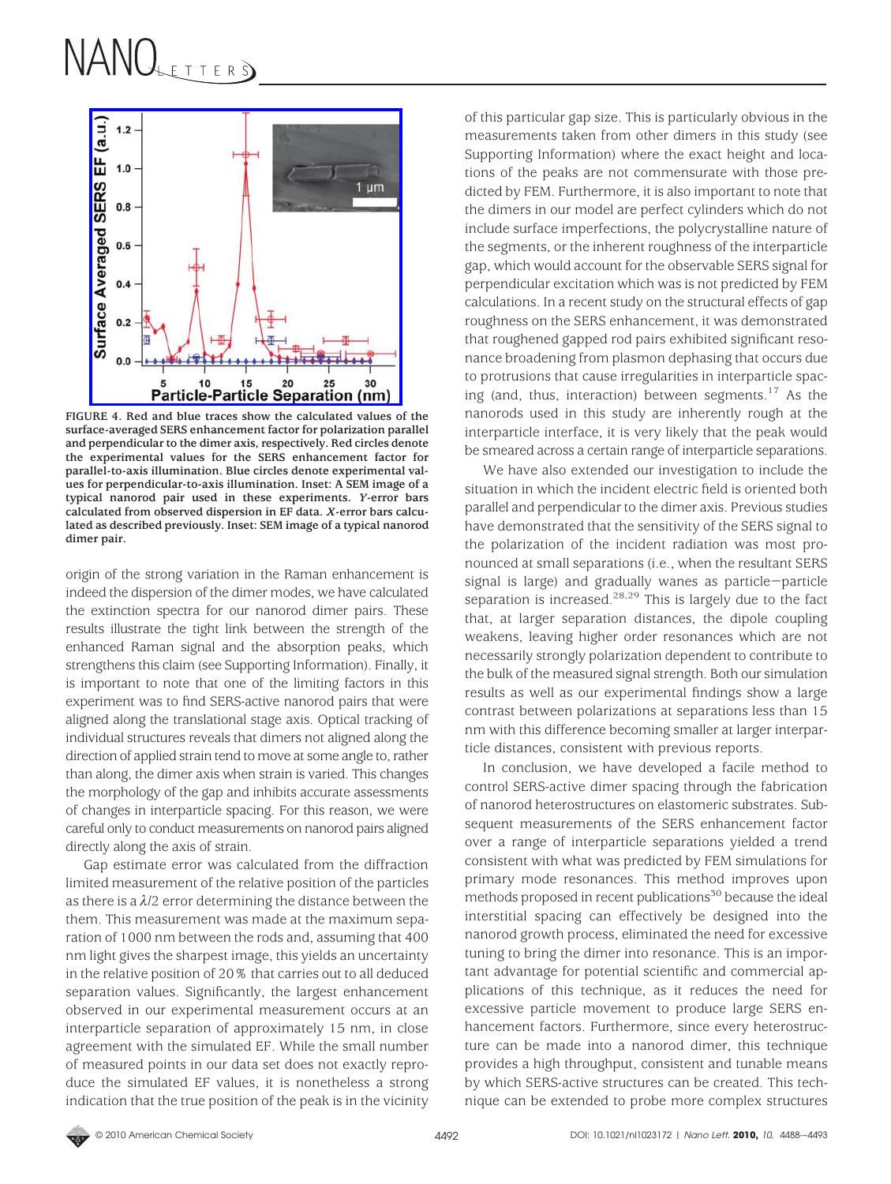Surface Averaged SERS EF (a.u.)

1.2

1.0

0.8

0.6

0.4

0.2

0.0

5 10 15 20 25 30

Particle-Particle Separation (nm)

1 μm

FIGURE 4. Red and blue traces show the calculated values of the surface-averaged SERS enhancement factor for polarization parallel and perpendicular to the dimer axis, respectively. Red circles denote the experimental values for the SERS enhancement factor for parallel-to-axis illumination. Blue circles denote experimental values for perpendicular-to-axis illumination. Inset: A SEM image of a typical nanorod pair used in these experiments. *Y*-error bars calculated from observed dispersion in EF data. *X*-error bars calculated as described previously. Inset: SEM image of a typical nanorod dimer pair.

origin of the strong variation in the Raman enhancement is indeed the dispersion of the dimer modes, we have calculated the extinction spectra for our nanorod dimer pairs. These results illustrate the tight link between the strength of the enhanced Raman signal and the absorption peaks, which strengthens this claim (see Supporting Information). Finally, it is important to note that one of the limiting factors in this experiment was to find SERS-active nanorod pairs that were aligned along the translational stage axis. Optical tracking of individual structures reveals that dimers not aligned along the direction of applied strain tend to move at some angle to, rather than along, the dimer axis when strain is varied. This changes the morphology of the gap and inhibits accurate assessments of changes in interparticle spacing. For this reason, we were careful only to conduct measurements on nanorod pairs aligned directly along the axis of strain.

Gap estimate error was calculated from the diffraction limited measurement of the relative position of the particles as there is a $\lambda/2$ error determining the distance between the them. This measurement was made at the maximum separation of 1000 nm between the rods and, assuming that 400 nm light gives the sharpest image, this yields an uncertainty in the relative position of 20% that carries out to all deduced separation values. Significantly, the largest enhancement observed in our experimental measurement occurs at an interparticle separation of approximately 15 nm, in close agreement with the simulated EF. While the small number of measured points in our data set does not exactly reproduce the simulated EF values, it is nonetheless a strong indication that the true position of the peak is in the vicinity of this particular gap size. This is particularly obvious in the measurements taken from other dimers in this study (see Supporting Information) where the exact height and locations of the peaks are not commensurate with those predicted by FEM. Furthermore, it is also important to note that the dimers in our model are perfect cylinders which do not include surface imperfections, the polycrystalline nature of the segments, or the inherent roughness of the interparticle gap, which would account for the observable SERS signal for perpendicular excitation which was is not predicted by FEM calculations. In a recent study on the structural effects of gap roughness on the SERS enhancement, it was demonstrated that roughened gapped rod pairs exhibited significant resonance broadening from plasmon dephasing that occurs due to protrusions that cause irregularities in interparticle spacing (and, thus, interaction) between segments.[17] As the nanorods used in this study are inherently rough at the interparticle interface, it is very likely that the peak would be smeared across a certain range of interparticle separations.

We have also extended our investigation to include the situation in which the incident electric field is oriented both parallel and perpendicular to the dimer axis. Previous studies have demonstrated that the sensitivity of the SERS signal to the polarization of the incident radiation was most pronounced at small separations (i.e., when the resultant SERS signal is large) and gradually wanes as particle–particle separation is increased.[28,29] This is largely due to the fact that, at larger separation distances, the dipole coupling weakens, leaving higher order resonances which are not necessarily strongly polarization dependent to contribute to the bulk of the measured signal strength. Both our simulation results as well as our experimental findings show a large contrast between polarizations at separations less than 15 nm with this difference becoming smaller at larger interparticle distances, consistent with previous reports.

In conclusion, we have developed a facile method to control SERS-active dimer spacing through the fabrication of nanorod heterostructures on elastomeric substrates. Subsequent measurements of the SERS enhancement factor over a range of interparticle separations yielded a trend consistent with what was predicted by FEM simulations for primary mode resonances. This method improves upon methods proposed in recent publications[30] because the ideal interstitial spacing can effectively be designed into the nanorod growth process, eliminated the need for excessive tuning to bring the dimer into resonance. This is an important advantage for potential scientific and commercial applications of this technique, as it reduces the need for excessive particle movement to produce large SERS enhancement factors. Furthermore, since every heterostructure can be made into a nanorod dimer, this technique provides a high throughput, consistent and tunable means by which SERS-active structures can be created. This technique can be extended to probe more complex structures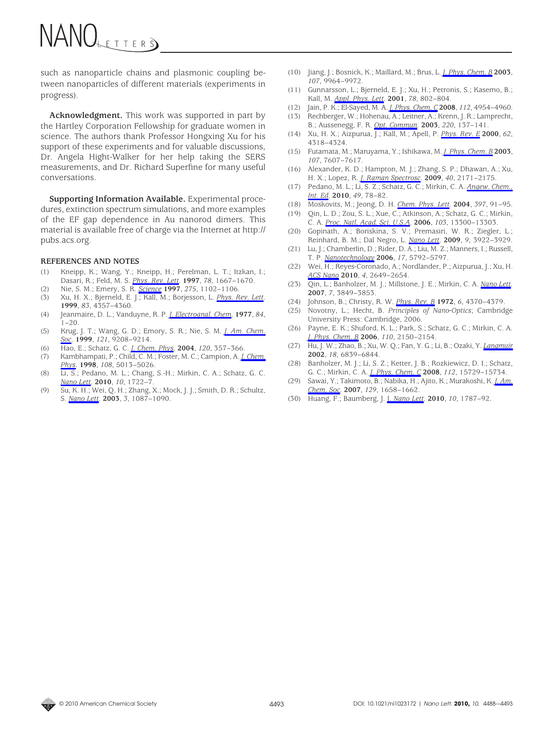such as nanoparticle chains and plasmonic coupling between nanoparticles of different materials (experiments in progress).

**Acknowledgment.** This work was supported in part by the Hartley Corporation Fellowship for graduate women in science. The authors thank Professor Hongxing Xu for his support of these experiments and for valuable discussions, Dr. Angela Hight-Walker for her help taking the SERS measurements, and Dr. Richard Superfine for many useful conversations.

**Supporting Information Available.** Experimental procedures, extinction spectrum simulations, and more examples of the EF gap dependence in Au nanorod dimers. This material is available free of charge via the Internet at http://pubs.acs.org.

## REFERENCES AND NOTES

(1) Kneipp, K.; Wang, Y.; Kneipp, H.; Perelman, L. T.; Itzkan, I.; Dasari, R.; Feld, M. S. *Phys. Rev. Lett.* **1997**, *78*, 1667–1670.
(2) Nie, S. M.; Emery, S. R. *Science* **1997**, *275*, 1102–1106.
(3) Xu, H. X.; Bjerneld, E. J.; Kall, M.; Borjesson, L. *Phys. Rev. Lett.* **1999**, *83*, 4357–4360.
(4) Jeanmaire, D. L.; Vanduyne, R. P. *J. Electroanal. Chem.* **1977**, *84*, 1–20.
(5) Krug, J. T.; Wang, G. D.; Emory, S. R.; Nie, S. M. *J. Am. Chem. Soc.* **1999**, *121*, 9208–9214.
(6) Hao, E.; Schatz, G. C. *J. Chem. Phys.* **2004**, *120*, 357–366.
(7) Kambhampati, P.; Child, C. M.; Foster, M. C.; Campion, A. *J. Chem. Phys.* **1998**, *108*, 5013–5026.
(8) Li, S.; Pedano, M. L.; Chang, S.-H.; Mirkin, C. A.; Schatz, G. C. *Nano Lett.* **2010**, *10*, 1722–7.
(9) Su, K. H.; Wei, Q. H.; Zhang, X.; Mock, J. J.; Smith, D. R.; Schultz, S. *Nano Lett.* **2003**, *3*, 1087–1090.
(10) Jiang, J.; Bosnick, K.; Maillard, M.; Brus, L. *J. Phys. Chem. B* **2003**, *107*, 9964–9972.
(11) Gunnarsson, L.; Bjerneld, E. J.; Xu, H.; Petronis, S.; Kasemo, B.; Kall, M. *Appl. Phys. Lett.* **2001**, *78*, 802–804.
(12) Jain, P. K.; El-Sayed, M. A. *J. Phys. Chem. C* **2008**, *112*, 4954–4960.
(13) Rechberger, W.; Hohenau, A.; Leitner, A.; Krenn, J. R.; Lamprecht, B.; Aussenegg, F. R. *Opt. Commun.* **2003**, *220*, 137–141.
(14) Xu, H. X.; Aizpurua, J.; Kall, M.; Apell, P. *Phys. Rev. E* **2000**, *62*, 4318–4324.
(15) Futamata, M.; Maruyama, Y.; Ishikawa, M. *J. Phys. Chem. B* **2003**, *107*, 7607–7617.
(16) Alexander, K. D.; Hampton, M. J.; Zhang, S. P.; Dhawan, A.; Xu, H. X.; Lopez, R. *J. Raman Spectrosc.* **2009**, *40*, 2171–2175.
(17) Pedano, M. L.; Li, S. Z.; Schatz, G. C.; Mirkin, C. A. *Angew. Chem., Int. Ed.* **2010**, *49*, 78–82.
(18) Moskovits, M.; Jeong, D. H. *Chem. Phys. Lett.* **2004**, *397*, 91–95.
(19) Qin, L. D.; Zou, S. L.; Xue, C.; Atkinson, A.; Schatz, G. C.; Mirkin, C. A. *Proc. Natl. Acad. Sci. U.S.A.* **2006**, *103*, 13300–13303.
(20) Gopinath, A.; Boriskina, S. V.; Premasiri, W. R.; Ziegler, L.; Reinhard, B. M.; Dal Negro, L. *Nano Lett.* **2009**, *9*, 3922–3929.
(21) Lu, J.; Chamberlin, D.; Rider, D. A.; Liu, M. Z.; Manners, I.; Russell, T. P. *Nanotechnology* **2006**, *17*, 5792–5797.
(22) Wei, H.; Reyes-Coronado, A.; Nordlander, P.; Aizpurua, J.; Xu, H. *ACS Nano* **2010**, *4*, 2649–2654.
(23) Qin, L.; Banholzer, M. J.; Millstone, J. E.; Mirkin, C. A. *Nano Lett.* **2007**, *7*, 3849–3853.
(24) Johnson, B.; Christy, R. W. *Phys. Rev. B* **1972**, *6*, 4370–4379.
(25) Novotny, L.; Hecht, B. *Principles of Nano-Optics*; Cambridge University Press: Cambridge, 2006.
(26) Payne, E. K.; Shuford, K. L.; Park, S.; Schatz, G. C.; Mirkin, C. A. *J. Phys. Chem. B* **2006**, *110*, 2150–2154.
(27) Hu, J. W.; Zhao, B.; Xu, W. Q.; Fan, Y. G.; Li, B.; Ozaki, Y. *Langmuir* **2002**, *18*, 6839–6844.
(28) Banholzer, M. J.; Li, S. Z.; Ketter, J. B.; Rozkiewicz, D. I.; Schatz, G. C.; Mirkin, C. A. *J. Phys. Chem. C* **2008**, *112*, 15729–15734.
(29) Sawai, Y.; Takimoto, B.; Nabika, H.; Ajito, K.; Murakoshi, K. *J. Am. Chem. Soc.* **2007**, *129*, 1658–1662.
(30) Huang, F.; Baumberg, J. J. *Nano Lett.* **2010**, *10*, 1787–92.